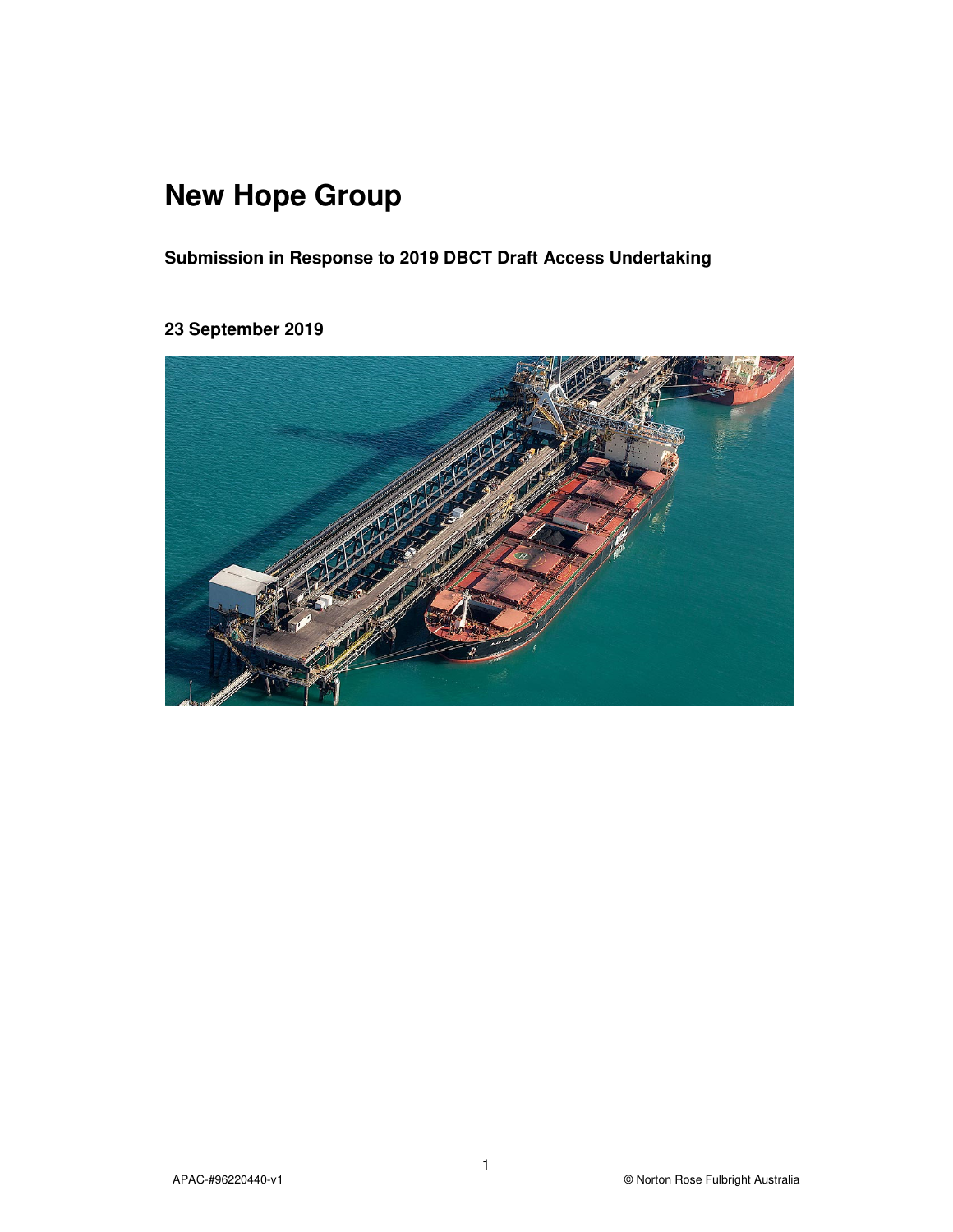# New Hope Group

**Submission in Response to 2019 DBCT Draft Access Undertaking**

**23 September 2019**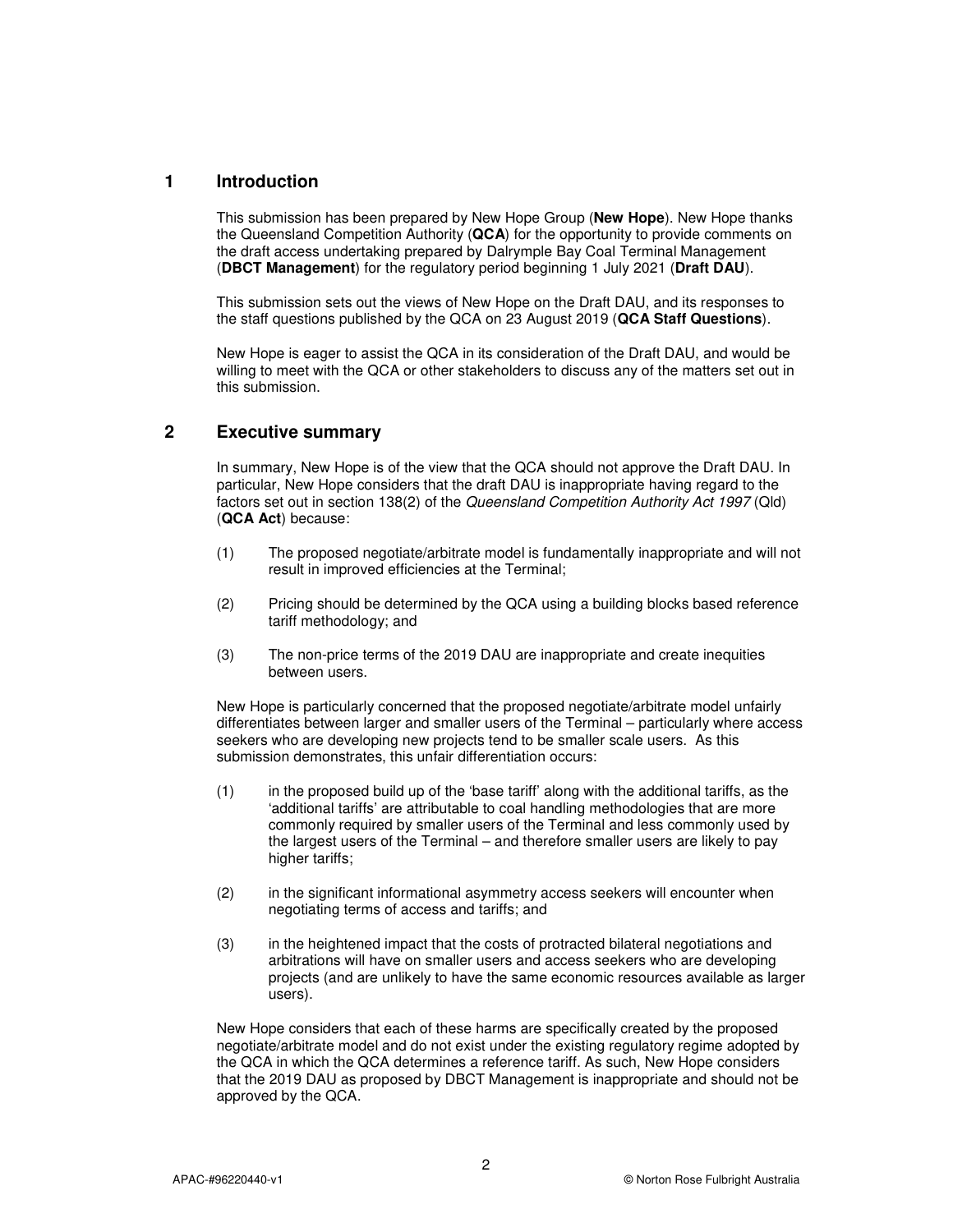## 1 Introduction

This submission has been prepared by New Hope Group (**New Hope**). New Hope thanks the Queensland Competition Authority (**QCA**) for the opportunity to provide comments on the draft access undertaking prepared by Dalrymple Bay Coal Terminal Management (**DBCT Management**) for the regulatory period beginning 1 July 2021 (**Draft DAU**).

This submission sets out the views of New Hope on the Draft DAU, and its responses to the staff questions published by the QCA on 23 August 2019 (**QCA Staff Questions**).

New Hope is eager to assist the QCA in its consideration of the Draft DAU, and would be willing to meet with the QCA or other stakeholders to discuss any of the matters set out in this submission.

## 2 Executive summary

In summary, New Hope is of the view that the QCA should not approve the Draft DAU. In particular, New Hope considers that the draft DAU is inappropriate having regard to the factors set out in section 138(2) of the *Queensland Competition Authority Act 1997* (Qld) (**QCA Act**) because:

(1) The proposed negotiate/arbitrate model is fundamentally inappropriate and will not result in improved efficiencies at the Terminal;

(2) Pricing should be determined by the QCA using a building blocks based reference tariff methodology; and

(3) The non-price terms of the 2019 DAU are inappropriate and create inequities between users.

New Hope is particularly concerned that the proposed negotiate/arbitrate model unfairly differentiates between larger and smaller users of the Terminal – particularly where access seekers who are developing new projects tend to be smaller scale users. As this submission demonstrates, this unfair differentiation occurs:

(1) in the proposed build up of the 'base tariff' along with the additional tariffs, as the 'additional tariffs' are attributable to coal handling methodologies that are more commonly required by smaller users of the Terminal and less commonly used by the largest users of the Terminal – and therefore smaller users are likely to pay higher tariffs;

(2) in the significant informational asymmetry access seekers will encounter when negotiating terms of access and tariffs; and

(3) in the heightened impact that the costs of protracted bilateral negotiations and arbitrations will have on smaller users and access seekers who are developing projects (and are unlikely to have the same economic resources available as larger users).

New Hope considers that each of these harms are specifically created by the proposed negotiate/arbitrate model and do not exist under the existing regulatory regime adopted by the QCA in which the QCA determines a reference tariff. As such, New Hope considers that the 2019 DAU as proposed by DBCT Management is inappropriate and should not be approved by the QCA.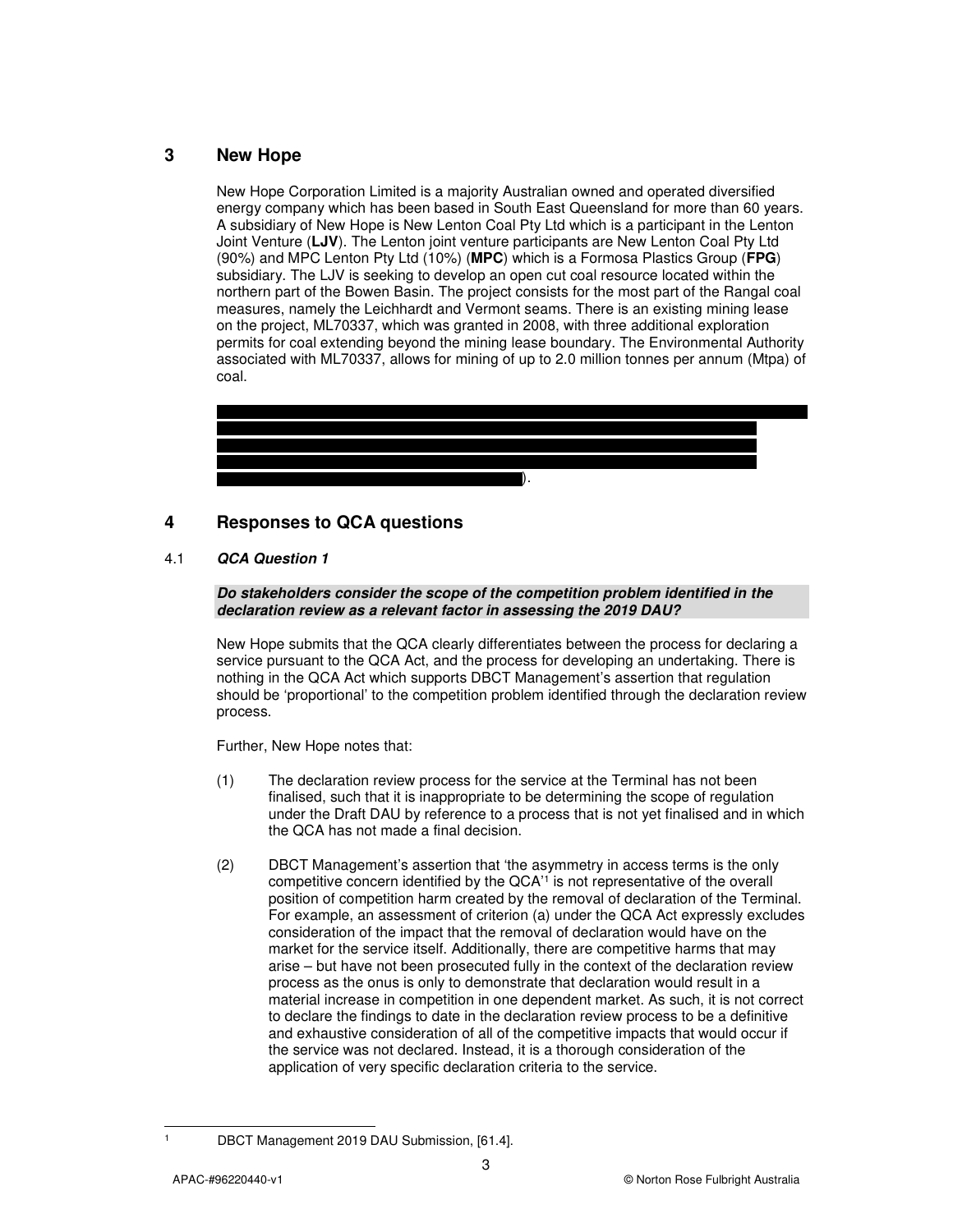## 3 New Hope

New Hope Corporation Limited is a majority Australian owned and operated diversified energy company which has been based in South East Queensland for more than 60 years. A subsidiary of New Hope is New Lenton Coal Pty Ltd which is a participant in the Lenton Joint Venture (**LJV**). The Lenton joint venture participants are New Lenton Coal Pty Ltd (90%) and MPC Lenton Pty Ltd (10%) (**MPC**) which is a Formosa Plastics Group (**FPG**) subsidiary. The LJV is seeking to develop an open cut coal resource located within the northern part of the Bowen Basin. The project consists for the most part of the Rangal coal measures, namely the Leichhardt and Vermont seams. There is an existing mining lease on the project, ML70337, which was granted in 2008, with three additional exploration permits for coal extending beyond the mining lease boundary. The Environmental Authority associated with ML70337, allows for mining of up to 2.0 million tonnes per annum (Mtpa) of coal.

[REDACTED]).

## 4 Responses to QCA questions

### 4.1 *QCA Question 1*

***Do stakeholders consider the scope of the competition problem identified in the declaration review as a relevant factor in assessing the 2019 DAU?***

New Hope submits that the QCA clearly differentiates between the process for declaring a service pursuant to the QCA Act, and the process for developing an undertaking. There is nothing in the QCA Act which supports DBCT Management's assertion that regulation should be 'proportional' to the competition problem identified through the declaration review process.

Further, New Hope notes that:

(1) The declaration review process for the service at the Terminal has not been finalised, such that it is inappropriate to be determining the scope of regulation under the Draft DAU by reference to a process that is not yet finalised and in which the QCA has not made a final decision.

(2) DBCT Management's assertion that 'the asymmetry in access terms is the only competitive concern identified by the QCA'[1] is not representative of the overall position of competition harm created by the removal of declaration of the Terminal. For example, an assessment of criterion (a) under the QCA Act expressly excludes consideration of the impact that the removal of declaration would have on the market for the service itself. Additionally, there are competitive harms that may arise – but have not been prosecuted fully in the context of the declaration review process as the onus is only to demonstrate that declaration would result in a material increase in competition in one dependent market. As such, it is not correct to declare the findings to date in the declaration review process to be a definitive and exhaustive consideration of all of the competitive impacts that would occur if the service was not declared. Instead, it is a thorough consideration of the application of very specific declaration criteria to the service.

[1] DBCT Management 2019 DAU Submission, [61.4].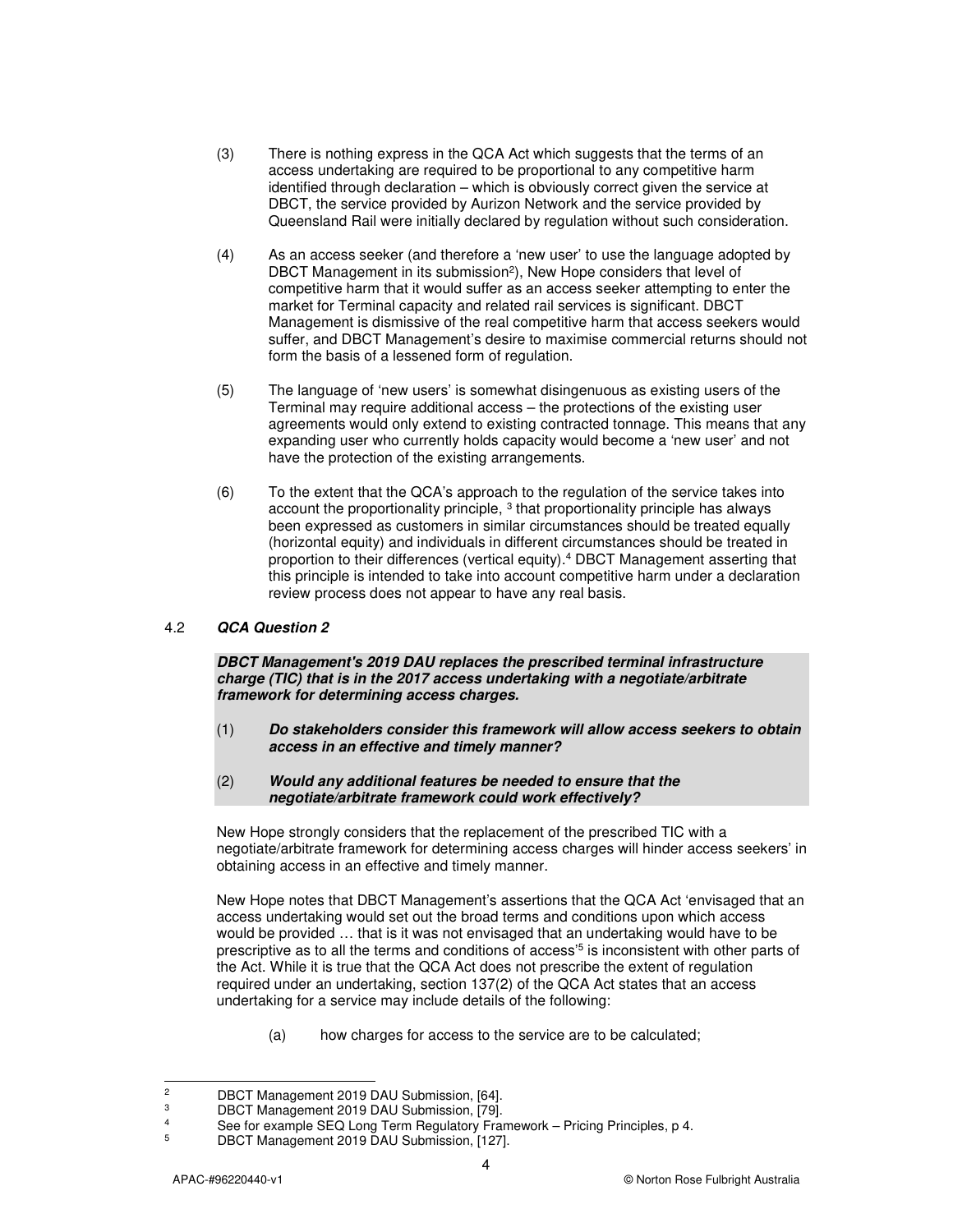(3) There is nothing express in the QCA Act which suggests that the terms of an access undertaking are required to be proportional to any competitive harm identified through declaration – which is obviously correct given the service at DBCT, the service provided by Aurizon Network and the service provided by Queensland Rail were initially declared by regulation without such consideration.

(4) As an access seeker (and therefore a 'new user' to use the language adopted by DBCT Management in its submission[2]), New Hope considers that level of competitive harm that it would suffer as an access seeker attempting to enter the market for Terminal capacity and related rail services is significant. DBCT Management is dismissive of the real competitive harm that access seekers would suffer, and DBCT Management's desire to maximise commercial returns should not form the basis of a lessened form of regulation.

(5) The language of 'new users' is somewhat disingenuous as existing users of the Terminal may require additional access – the protections of the existing user agreements would only extend to existing contracted tonnage. This means that any expanding user who currently holds capacity would become a 'new user' and not have the protection of the existing arrangements.

(6) To the extent that the QCA's approach to the regulation of the service takes into account the proportionality principle, [3] that proportionality principle has always been expressed as customers in similar circumstances should be treated equally (horizontal equity) and individuals in different circumstances should be treated in proportion to their differences (vertical equity).[4] DBCT Management asserting that this principle is intended to take into account competitive harm under a declaration review process does not appear to have any real basis.

### 4.2 *QCA Question 2*

***DBCT Management's 2019 DAU replaces the prescribed terminal infrastructure charge (TIC) that is in the 2017 access undertaking with a negotiate/arbitrate framework for determining access charges.***

(1) ***Do stakeholders consider this framework will allow access seekers to obtain access in an effective and timely manner?***

(2) ***Would any additional features be needed to ensure that the negotiate/arbitrate framework could work effectively?***

New Hope strongly considers that the replacement of the prescribed TIC with a negotiate/arbitrate framework for determining access charges will hinder access seekers' in obtaining access in an effective and timely manner.

New Hope notes that DBCT Management's assertions that the QCA Act 'envisaged that an access undertaking would set out the broad terms and conditions upon which access would be provided … that is it was not envisaged that an undertaking would have to be prescriptive as to all the terms and conditions of access'[5] is inconsistent with other parts of the Act. While it is true that the QCA Act does not prescribe the extent of regulation required under an undertaking, section 137(2) of the QCA Act states that an access undertaking for a service may include details of the following:

(a) how charges for access to the service are to be calculated;

---

[2] DBCT Management 2019 DAU Submission, [64].

[3] DBCT Management 2019 DAU Submission, [79].

[4] See for example SEQ Long Term Regulatory Framework – Pricing Principles, p 4.

[5] DBCT Management 2019 DAU Submission, [127].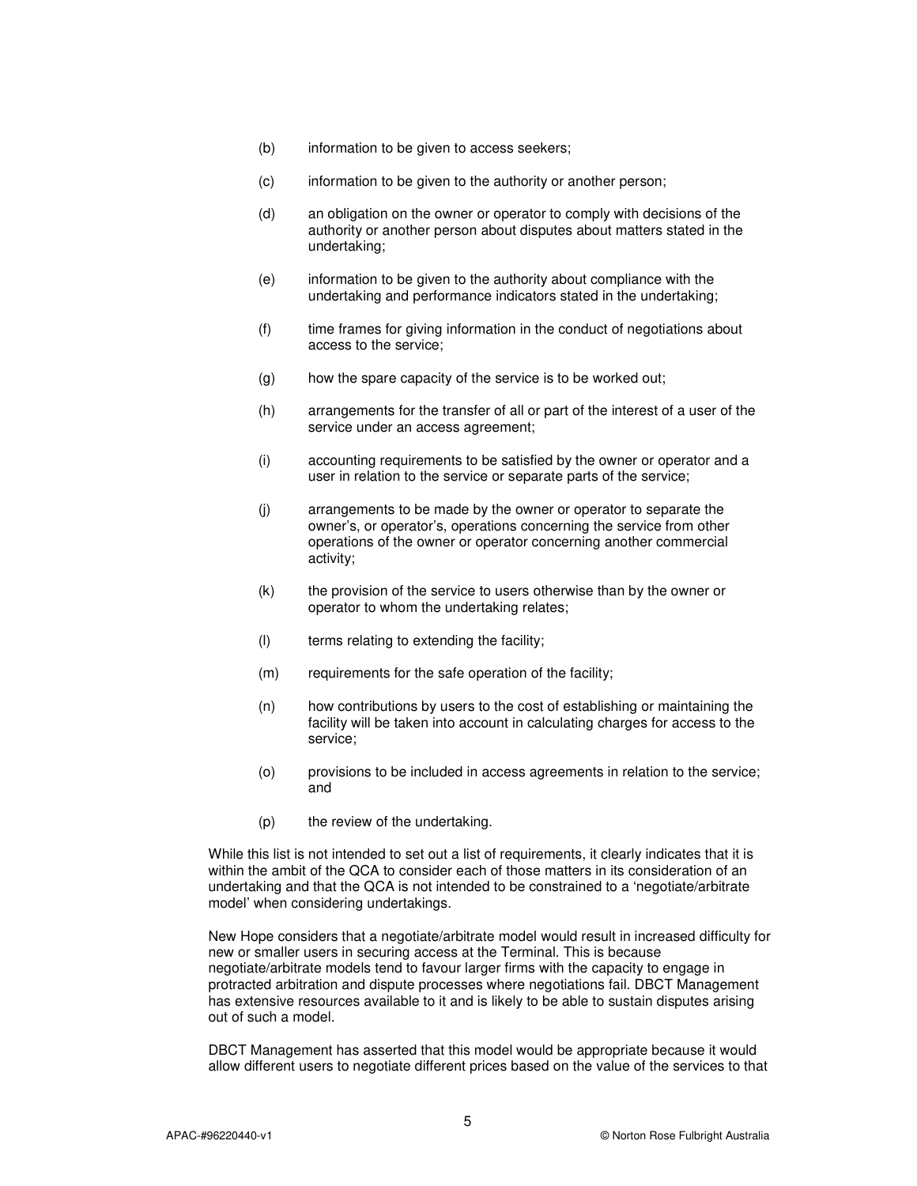(b) information to be given to access seekers;

(c) information to be given to the authority or another person;

(d) an obligation on the owner or operator to comply with decisions of the authority or another person about disputes about matters stated in the undertaking;

(e) information to be given to the authority about compliance with the undertaking and performance indicators stated in the undertaking;

(f) time frames for giving information in the conduct of negotiations about access to the service;

(g) how the spare capacity of the service is to be worked out;

(h) arrangements for the transfer of all or part of the interest of a user of the service under an access agreement;

(i) accounting requirements to be satisfied by the owner or operator and a user in relation to the service or separate parts of the service;

(j) arrangements to be made by the owner or operator to separate the owner's, or operator's, operations concerning the service from other operations of the owner or operator concerning another commercial activity;

(k) the provision of the service to users otherwise than by the owner or operator to whom the undertaking relates;

(l) terms relating to extending the facility;

(m) requirements for the safe operation of the facility;

(n) how contributions by users to the cost of establishing or maintaining the facility will be taken into account in calculating charges for access to the service;

(o) provisions to be included in access agreements in relation to the service; and

(p) the review of the undertaking.

While this list is not intended to set out a list of requirements, it clearly indicates that it is within the ambit of the QCA to consider each of those matters in its consideration of an undertaking and that the QCA is not intended to be constrained to a 'negotiate/arbitrate model' when considering undertakings.

New Hope considers that a negotiate/arbitrate model would result in increased difficulty for new or smaller users in securing access at the Terminal. This is because negotiate/arbitrate models tend to favour larger firms with the capacity to engage in protracted arbitration and dispute processes where negotiations fail. DBCT Management has extensive resources available to it and is likely to be able to sustain disputes arising out of such a model.

DBCT Management has asserted that this model would be appropriate because it would allow different users to negotiate different prices based on the value of the services to that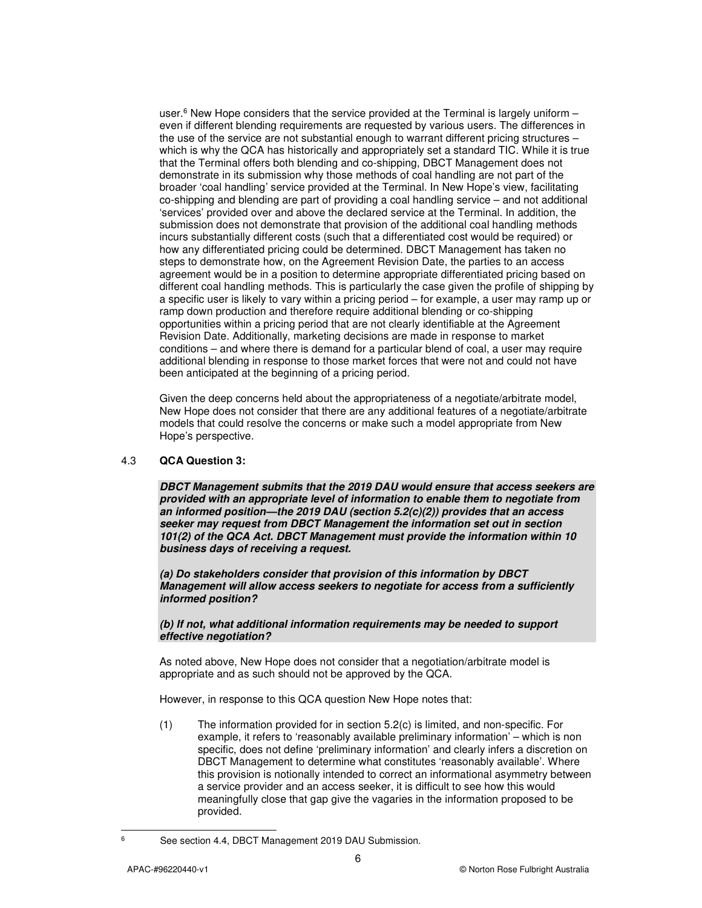user.[6] New Hope considers that the service provided at the Terminal is largely uniform – even if different blending requirements are requested by various users. The differences in the use of the service are not substantial enough to warrant different pricing structures – which is why the QCA has historically and appropriately set a standard TIC. While it is true that the Terminal offers both blending and co-shipping, DBCT Management does not demonstrate in its submission why those methods of coal handling are not part of the broader 'coal handling' service provided at the Terminal. In New Hope's view, facilitating co-shipping and blending are part of providing a coal handling service – and not additional 'services' provided over and above the declared service at the Terminal. In addition, the submission does not demonstrate that provision of the additional coal handling methods incurs substantially different costs (such that a differentiated cost would be required) or how any differentiated pricing could be determined. DBCT Management has taken no steps to demonstrate how, on the Agreement Revision Date, the parties to an access agreement would be in a position to determine appropriate differentiated pricing based on different coal handling methods. This is particularly the case given the profile of shipping by a specific user is likely to vary within a pricing period – for example, a user may ramp up or ramp down production and therefore require additional blending or co-shipping opportunities within a pricing period that are not clearly identifiable at the Agreement Revision Date. Additionally, marketing decisions are made in response to market conditions – and where there is demand for a particular blend of coal, a user may require additional blending in response to those market forces that were not and could not have been anticipated at the beginning of a pricing period.

Given the deep concerns held about the appropriateness of a negotiate/arbitrate model, New Hope does not consider that there are any additional features of a negotiate/arbitrate models that could resolve the concerns or make such a model appropriate from New Hope's perspective.

### 4.3 QCA Question 3:

***DBCT Management submits that the 2019 DAU would ensure that access seekers are provided with an appropriate level of information to enable them to negotiate from an informed position—the 2019 DAU (section 5.2(c)(2)) provides that an access seeker may request from DBCT Management the information set out in section 101(2) of the QCA Act. DBCT Management must provide the information within 10 business days of receiving a request.***

***(a) Do stakeholders consider that provision of this information by DBCT Management will allow access seekers to negotiate for access from a sufficiently informed position?***

***(b) If not, what additional information requirements may be needed to support effective negotiation?***

As noted above, New Hope does not consider that a negotiation/arbitrate model is appropriate and as such should not be approved by the QCA.

However, in response to this QCA question New Hope notes that:

(1) The information provided for in section 5.2(c) is limited, and non-specific. For example, it refers to 'reasonably available preliminary information' – which is non specific, does not define 'preliminary information' and clearly infers a discretion on DBCT Management to determine what constitutes 'reasonably available'. Where this provision is notionally intended to correct an informational asymmetry between a service provider and an access seeker, it is difficult to see how this would meaningfully close that gap give the vagaries in the information proposed to be provided.

---

[6] See section 4.4, DBCT Management 2019 DAU Submission.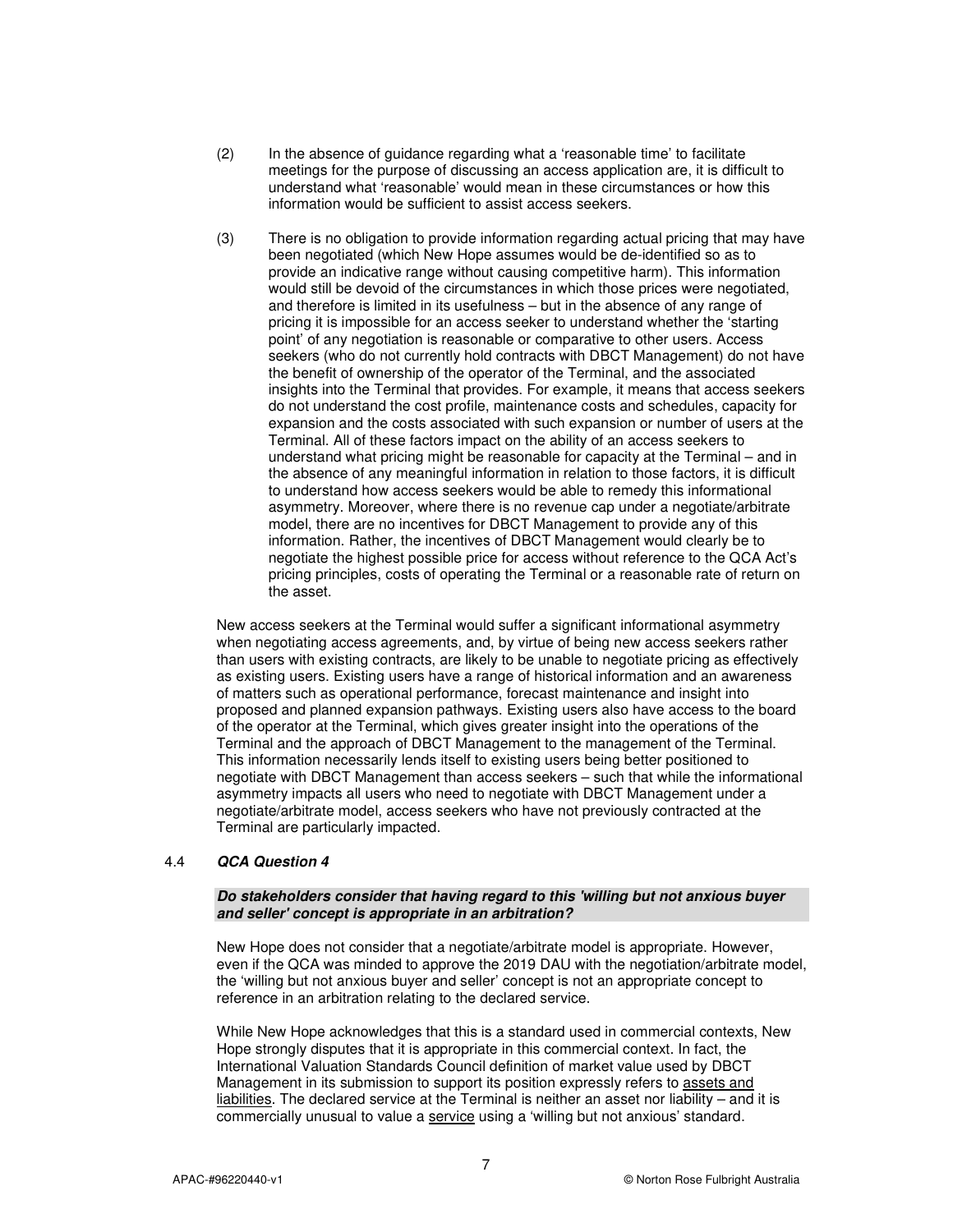(2) In the absence of guidance regarding what a 'reasonable time' to facilitate meetings for the purpose of discussing an access application are, it is difficult to understand what 'reasonable' would mean in these circumstances or how this information would be sufficient to assist access seekers.

(3) There is no obligation to provide information regarding actual pricing that may have been negotiated (which New Hope assumes would be de-identified so as to provide an indicative range without causing competitive harm). This information would still be devoid of the circumstances in which those prices were negotiated, and therefore is limited in its usefulness – but in the absence of any range of pricing it is impossible for an access seeker to understand whether the 'starting point' of any negotiation is reasonable or comparative to other users. Access seekers (who do not currently hold contracts with DBCT Management) do not have the benefit of ownership of the operator of the Terminal, and the associated insights into the Terminal that provides. For example, it means that access seekers do not understand the cost profile, maintenance costs and schedules, capacity for expansion and the costs associated with such expansion or number of users at the Terminal. All of these factors impact on the ability of an access seekers to understand what pricing might be reasonable for capacity at the Terminal – and in the absence of any meaningful information in relation to those factors, it is difficult to understand how access seekers would be able to remedy this informational asymmetry. Moreover, where there is no revenue cap under a negotiate/arbitrate model, there are no incentives for DBCT Management to provide any of this information. Rather, the incentives of DBCT Management would clearly be to negotiate the highest possible price for access without reference to the QCA Act's pricing principles, costs of operating the Terminal or a reasonable rate of return on the asset.

New access seekers at the Terminal would suffer a significant informational asymmetry when negotiating access agreements, and, by virtue of being new access seekers rather than users with existing contracts, are likely to be unable to negotiate pricing as effectively as existing users. Existing users have a range of historical information and an awareness of matters such as operational performance, forecast maintenance and insight into proposed and planned expansion pathways. Existing users also have access to the board of the operator at the Terminal, which gives greater insight into the operations of the Terminal and the approach of DBCT Management to the management of the Terminal. This information necessarily lends itself to existing users being better positioned to negotiate with DBCT Management than access seekers – such that while the informational asymmetry impacts all users who need to negotiate with DBCT Management under a negotiate/arbitrate model, access seekers who have not previously contracted at the Terminal are particularly impacted.

### 4.4 *QCA Question 4*

***Do stakeholders consider that having regard to this 'willing but not anxious buyer and seller' concept is appropriate in an arbitration?***

New Hope does not consider that a negotiate/arbitrate model is appropriate. However, even if the QCA was minded to approve the 2019 DAU with the negotiation/arbitrate model, the 'willing but not anxious buyer and seller' concept is not an appropriate concept to reference in an arbitration relating to the declared service.

While New Hope acknowledges that this is a standard used in commercial contexts, New Hope strongly disputes that it is appropriate in this commercial context. In fact, the International Valuation Standards Council definition of market value used by DBCT Management in its submission to support its position expressly refers to <u>assets and liabilities</u>. The declared service at the Terminal is neither an asset nor liability – and it is commercially unusual to value a <u>service</u> using a 'willing but not anxious' standard.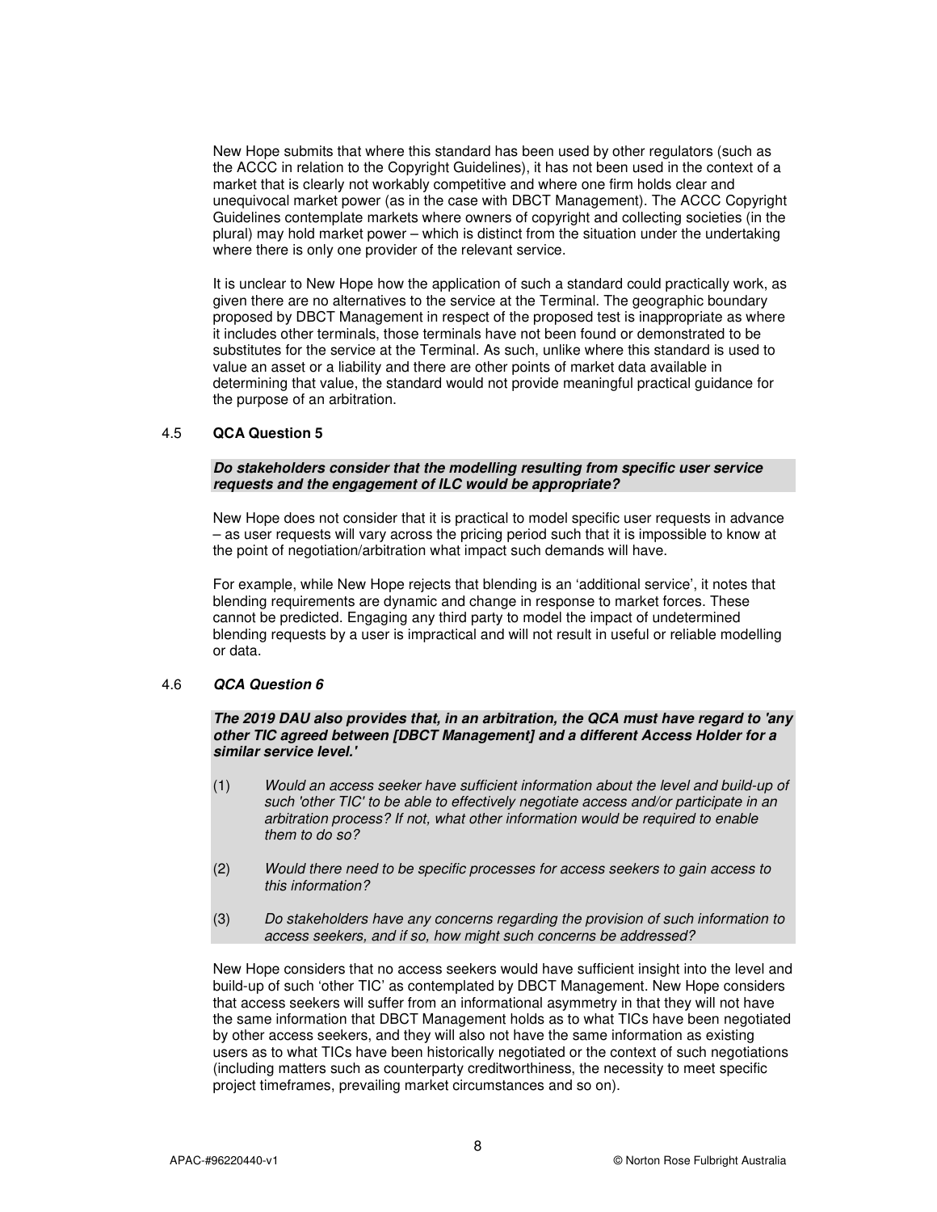New Hope submits that where this standard has been used by other regulators (such as the ACCC in relation to the Copyright Guidelines), it has not been used in the context of a market that is clearly not workably competitive and where one firm holds clear and unequivocal market power (as in the case with DBCT Management). The ACCC Copyright Guidelines contemplate markets where owners of copyright and collecting societies (in the plural) may hold market power – which is distinct from the situation under the undertaking where there is only one provider of the relevant service.

It is unclear to New Hope how the application of such a standard could practically work, as given there are no alternatives to the service at the Terminal. The geographic boundary proposed by DBCT Management in respect of the proposed test is inappropriate as where it includes other terminals, those terminals have not been found or demonstrated to be substitutes for the service at the Terminal. As such, unlike where this standard is used to value an asset or a liability and there are other points of market data available in determining that value, the standard would not provide meaningful practical guidance for the purpose of an arbitration.

### 4.5 **QCA Question 5**

***Do stakeholders consider that the modelling resulting from specific user service requests and the engagement of ILC would be appropriate?***

New Hope does not consider that it is practical to model specific user requests in advance – as user requests will vary across the pricing period such that it is impossible to know at the point of negotiation/arbitration what impact such demands will have.

For example, while New Hope rejects that blending is an 'additional service', it notes that blending requirements are dynamic and change in response to market forces. These cannot be predicted. Engaging any third party to model the impact of undetermined blending requests by a user is impractical and will not result in useful or reliable modelling or data.

### 4.6 ***QCA Question 6***

***The 2019 DAU also provides that, in an arbitration, the QCA must have regard to 'any other TIC agreed between [DBCT Management] and a different Access Holder for a similar service level.'***

(1) *Would an access seeker have sufficient information about the level and build-up of such 'other TIC' to be able to effectively negotiate access and/or participate in an arbitration process? If not, what other information would be required to enable them to do so?*

(2) *Would there need to be specific processes for access seekers to gain access to this information?*

(3) *Do stakeholders have any concerns regarding the provision of such information to access seekers, and if so, how might such concerns be addressed?*

New Hope considers that no access seekers would have sufficient insight into the level and build-up of such 'other TIC' as contemplated by DBCT Management. New Hope considers that access seekers will suffer from an informational asymmetry in that they will not have the same information that DBCT Management holds as to what TICs have been negotiated by other access seekers, and they will also not have the same information as existing users as to what TICs have been historically negotiated or the context of such negotiations (including matters such as counterparty creditworthiness, the necessity to meet specific project timeframes, prevailing market circumstances and so on).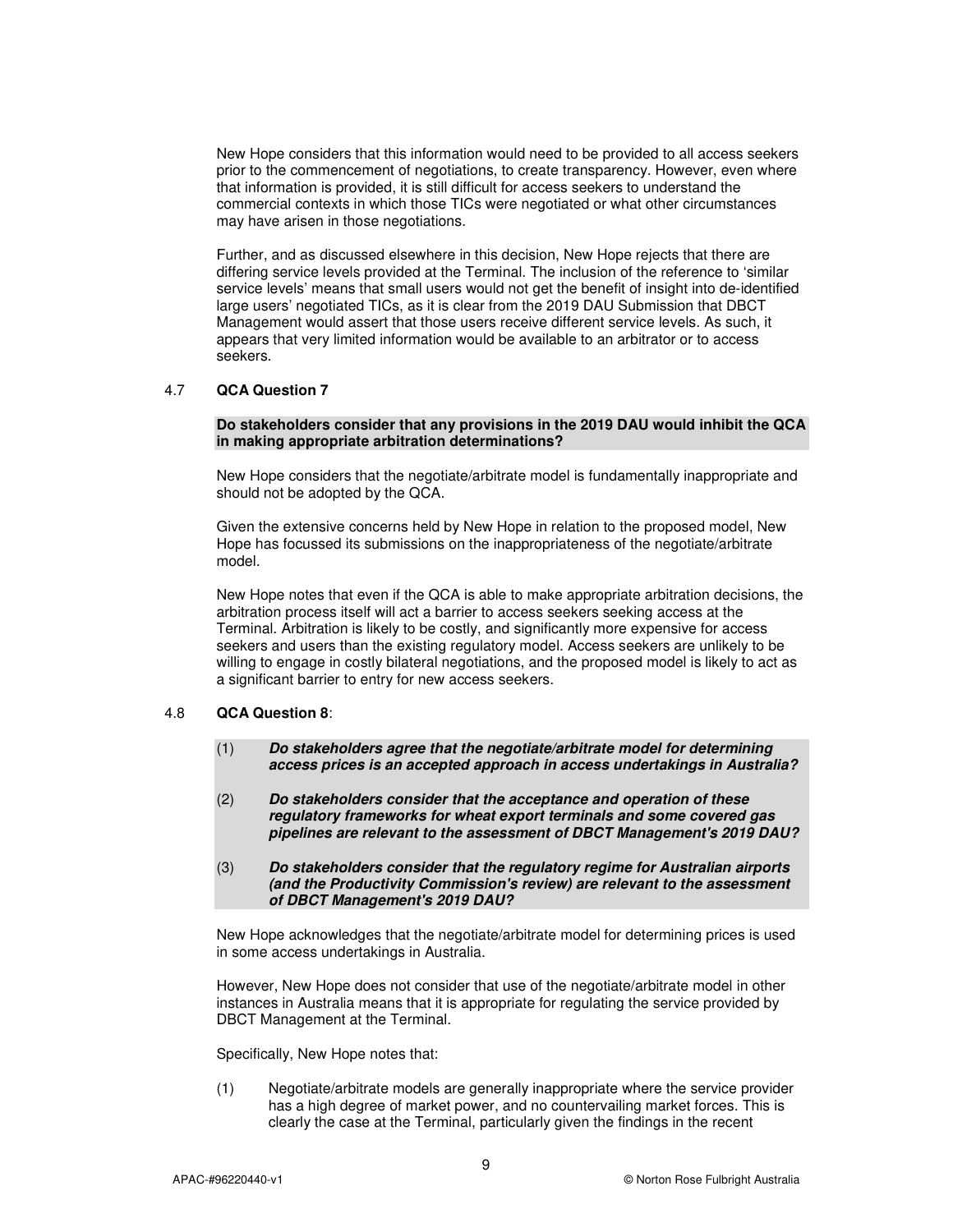New Hope considers that this information would need to be provided to all access seekers prior to the commencement of negotiations, to create transparency. However, even where that information is provided, it is still difficult for access seekers to understand the commercial contexts in which those TICs were negotiated or what other circumstances may have arisen in those negotiations.

Further, and as discussed elsewhere in this decision, New Hope rejects that there are differing service levels provided at the Terminal. The inclusion of the reference to 'similar service levels' means that small users would not get the benefit of insight into de-identified large users' negotiated TICs, as it is clear from the 2019 DAU Submission that DBCT Management would assert that those users receive different service levels. As such, it appears that very limited information would be available to an arbitrator or to access seekers.

### 4.7 QCA Question 7

**Do stakeholders consider that any provisions in the 2019 DAU would inhibit the QCA in making appropriate arbitration determinations?**

New Hope considers that the negotiate/arbitrate model is fundamentally inappropriate and should not be adopted by the QCA.

Given the extensive concerns held by New Hope in relation to the proposed model, New Hope has focussed its submissions on the inappropriateness of the negotiate/arbitrate model.

New Hope notes that even if the QCA is able to make appropriate arbitration decisions, the arbitration process itself will act a barrier to access seekers seeking access at the Terminal. Arbitration is likely to be costly, and significantly more expensive for access seekers and users than the existing regulatory model. Access seekers are unlikely to be willing to engage in costly bilateral negotiations, and the proposed model is likely to act as a significant barrier to entry for new access seekers.

### 4.8 QCA Question 8:

(1) ***Do stakeholders agree that the negotiate/arbitrate model for determining access prices is an accepted approach in access undertakings in Australia?***

(2) ***Do stakeholders consider that the acceptance and operation of these regulatory frameworks for wheat export terminals and some covered gas pipelines are relevant to the assessment of DBCT Management's 2019 DAU?***

(3) ***Do stakeholders consider that the regulatory regime for Australian airports (and the Productivity Commission's review) are relevant to the assessment of DBCT Management's 2019 DAU?***

New Hope acknowledges that the negotiate/arbitrate model for determining prices is used in some access undertakings in Australia.

However, New Hope does not consider that use of the negotiate/arbitrate model in other instances in Australia means that it is appropriate for regulating the service provided by DBCT Management at the Terminal.

Specifically, New Hope notes that:

(1) Negotiate/arbitrate models are generally inappropriate where the service provider has a high degree of market power, and no countervailing market forces. This is clearly the case at the Terminal, particularly given the findings in the recent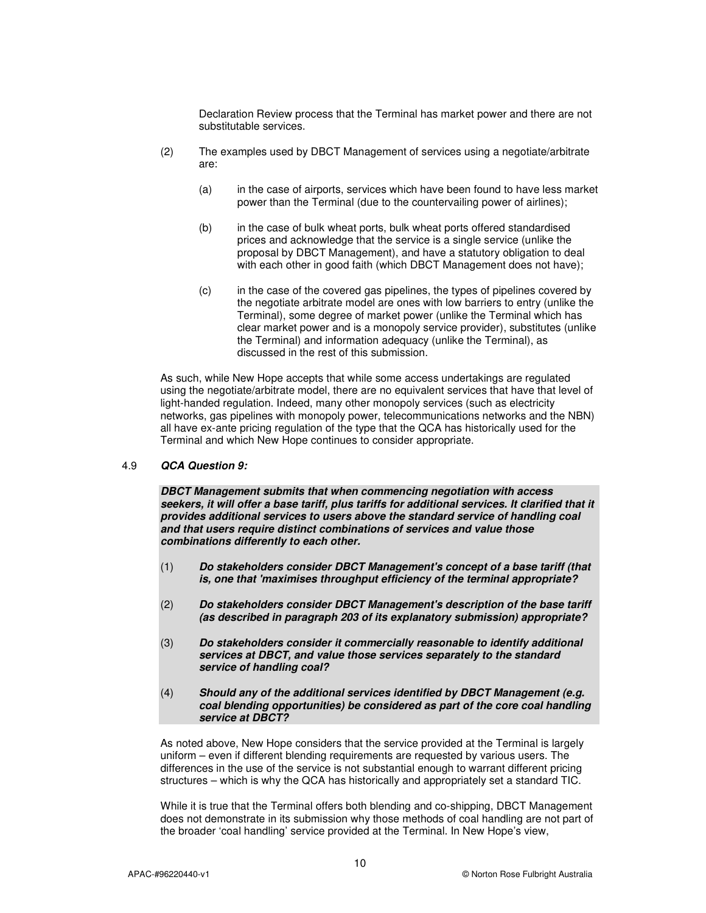Declaration Review process that the Terminal has market power and there are not substitutable services.

(2) The examples used by DBCT Management of services using a negotiate/arbitrate are:

(a) in the case of airports, services which have been found to have less market power than the Terminal (due to the countervailing power of airlines);

(b) in the case of bulk wheat ports, bulk wheat ports offered standardised prices and acknowledge that the service is a single service (unlike the proposal by DBCT Management), and have a statutory obligation to deal with each other in good faith (which DBCT Management does not have);

(c) in the case of the covered gas pipelines, the types of pipelines covered by the negotiate arbitrate model are ones with low barriers to entry (unlike the Terminal), some degree of market power (unlike the Terminal which has clear market power and is a monopoly service provider), substitutes (unlike the Terminal) and information adequacy (unlike the Terminal), as discussed in the rest of this submission.

As such, while New Hope accepts that while some access undertakings are regulated using the negotiate/arbitrate model, there are no equivalent services that have that level of light-handed regulation. Indeed, many other monopoly services (such as electricity networks, gas pipelines with monopoly power, telecommunications networks and the NBN) all have ex-ante pricing regulation of the type that the QCA has historically used for the Terminal and which New Hope continues to consider appropriate.

### 4.9 *QCA Question 9:*

***DBCT Management submits that when commencing negotiation with access seekers, it will offer a base tariff, plus tariffs for additional services. It clarified that it provides additional services to users above the standard service of handling coal and that users require distinct combinations of services and value those combinations differently to each other.***

(1) ***Do stakeholders consider DBCT Management's concept of a base tariff (that is, one that 'maximises throughput efficiency of the terminal appropriate?***

(2) ***Do stakeholders consider DBCT Management's description of the base tariff (as described in paragraph 203 of its explanatory submission) appropriate?***

(3) ***Do stakeholders consider it commercially reasonable to identify additional services at DBCT, and value those services separately to the standard service of handling coal?***

(4) ***Should any of the additional services identified by DBCT Management (e.g. coal blending opportunities) be considered as part of the core coal handling service at DBCT?***

As noted above, New Hope considers that the service provided at the Terminal is largely uniform – even if different blending requirements are requested by various users. The differences in the use of the service is not substantial enough to warrant different pricing structures – which is why the QCA has historically and appropriately set a standard TIC.

While it is true that the Terminal offers both blending and co-shipping, DBCT Management does not demonstrate in its submission why those methods of coal handling are not part of the broader 'coal handling' service provided at the Terminal. In New Hope's view,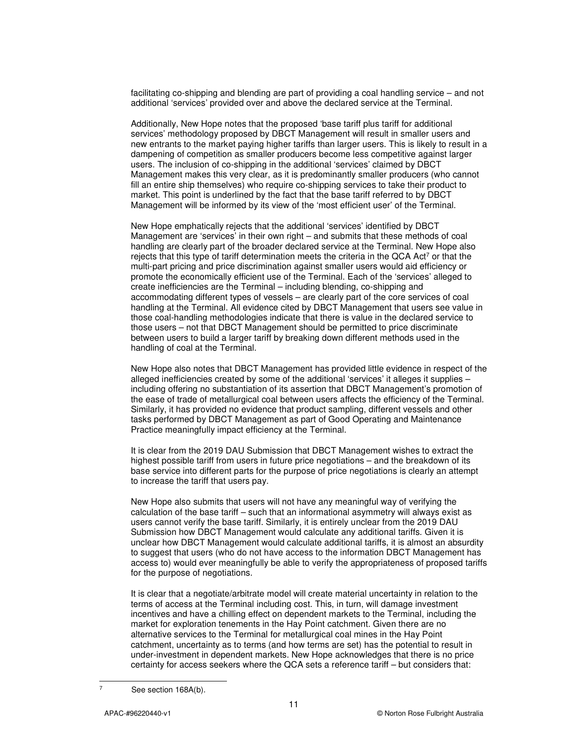facilitating co-shipping and blending are part of providing a coal handling service – and not additional 'services' provided over and above the declared service at the Terminal.

Additionally, New Hope notes that the proposed 'base tariff plus tariff for additional services' methodology proposed by DBCT Management will result in smaller users and new entrants to the market paying higher tariffs than larger users. This is likely to result in a dampening of competition as smaller producers become less competitive against larger users. The inclusion of co-shipping in the additional 'services' claimed by DBCT Management makes this very clear, as it is predominantly smaller producers (who cannot fill an entire ship themselves) who require co-shipping services to take their product to market. This point is underlined by the fact that the base tariff referred to by DBCT Management will be informed by its view of the 'most efficient user' of the Terminal.

New Hope emphatically rejects that the additional 'services' identified by DBCT Management are 'services' in their own right – and submits that these methods of coal handling are clearly part of the broader declared service at the Terminal. New Hope also rejects that this type of tariff determination meets the criteria in the QCA Act[7] or that the multi-part pricing and price discrimination against smaller users would aid efficiency or promote the economically efficient use of the Terminal. Each of the 'services' alleged to create inefficiencies are the Terminal – including blending, co-shipping and accommodating different types of vessels – are clearly part of the core services of coal handling at the Terminal. All evidence cited by DBCT Management that users see value in those coal-handling methodologies indicate that there is value in the declared service to those users – not that DBCT Management should be permitted to price discriminate between users to build a larger tariff by breaking down different methods used in the handling of coal at the Terminal.

New Hope also notes that DBCT Management has provided little evidence in respect of the alleged inefficiencies created by some of the additional 'services' it alleges it supplies – including offering no substantiation of its assertion that DBCT Management's promotion of the ease of trade of metallurgical coal between users affects the efficiency of the Terminal. Similarly, it has provided no evidence that product sampling, different vessels and other tasks performed by DBCT Management as part of Good Operating and Maintenance Practice meaningfully impact efficiency at the Terminal.

It is clear from the 2019 DAU Submission that DBCT Management wishes to extract the highest possible tariff from users in future price negotiations – and the breakdown of its base service into different parts for the purpose of price negotiations is clearly an attempt to increase the tariff that users pay.

New Hope also submits that users will not have any meaningful way of verifying the calculation of the base tariff – such that an informational asymmetry will always exist as users cannot verify the base tariff. Similarly, it is entirely unclear from the 2019 DAU Submission how DBCT Management would calculate any additional tariffs. Given it is unclear how DBCT Management would calculate additional tariffs, it is almost an absurdity to suggest that users (who do not have access to the information DBCT Management has access to) would ever meaningfully be able to verify the appropriateness of proposed tariffs for the purpose of negotiations.

It is clear that a negotiate/arbitrate model will create material uncertainty in relation to the terms of access at the Terminal including cost. This, in turn, will damage investment incentives and have a chilling effect on dependent markets to the Terminal, including the market for exploration tenements in the Hay Point catchment. Given there are no alternative services to the Terminal for metallurgical coal mines in the Hay Point catchment, uncertainty as to terms (and how terms are set) has the potential to result in under-investment in dependent markets. New Hope acknowledges that there is no price certainty for access seekers where the QCA sets a reference tariff – but considers that:

[7] See section 168A(b).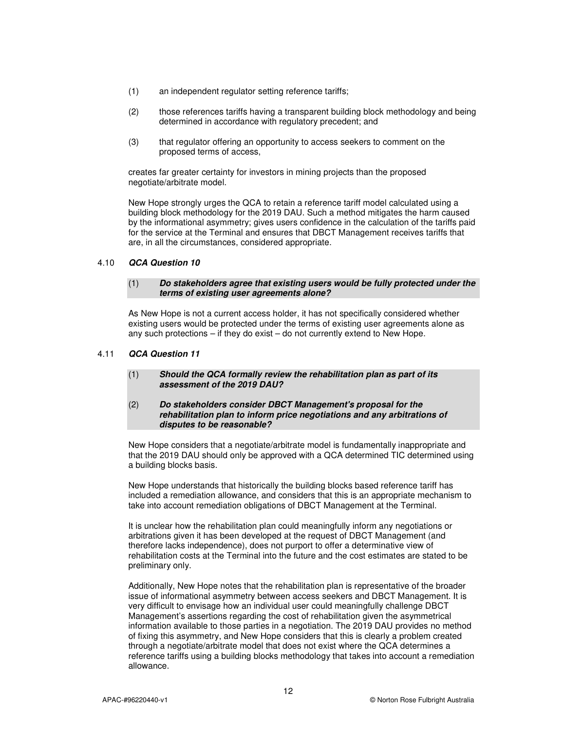(1) an independent regulator setting reference tariffs;

(2) those references tariffs having a transparent building block methodology and being determined in accordance with regulatory precedent; and

(3) that regulator offering an opportunity to access seekers to comment on the proposed terms of access,

creates far greater certainty for investors in mining projects than the proposed negotiate/arbitrate model.

New Hope strongly urges the QCA to retain a reference tariff model calculated using a building block methodology for the 2019 DAU. Such a method mitigates the harm caused by the informational asymmetry; gives users confidence in the calculation of the tariffs paid for the service at the Terminal and ensures that DBCT Management receives tariffs that are, in all the circumstances, considered appropriate.

### 4.10 *QCA Question 10*

**(1) *Do stakeholders agree that existing users would be fully protected under the terms of existing user agreements alone?***

As New Hope is not a current access holder, it has not specifically considered whether existing users would be protected under the terms of existing user agreements alone as any such protections – if they do exist – do not currently extend to New Hope.

### 4.11 *QCA Question 11*

**(1) *Should the QCA formally review the rehabilitation plan as part of its assessment of the 2019 DAU?***

**(2) *Do stakeholders consider DBCT Management's proposal for the rehabilitation plan to inform price negotiations and any arbitrations of disputes to be reasonable?***

New Hope considers that a negotiate/arbitrate model is fundamentally inappropriate and that the 2019 DAU should only be approved with a QCA determined TIC determined using a building blocks basis.

New Hope understands that historically the building blocks based reference tariff has included a remediation allowance, and considers that this is an appropriate mechanism to take into account remediation obligations of DBCT Management at the Terminal.

It is unclear how the rehabilitation plan could meaningfully inform any negotiations or arbitrations given it has been developed at the request of DBCT Management (and therefore lacks independence), does not purport to offer a determinative view of rehabilitation costs at the Terminal into the future and the cost estimates are stated to be preliminary only.

Additionally, New Hope notes that the rehabilitation plan is representative of the broader issue of informational asymmetry between access seekers and DBCT Management. It is very difficult to envisage how an individual user could meaningfully challenge DBCT Management's assertions regarding the cost of rehabilitation given the asymmetrical information available to those parties in a negotiation. The 2019 DAU provides no method of fixing this asymmetry, and New Hope considers that this is clearly a problem created through a negotiate/arbitrate model that does not exist where the QCA determines a reference tariffs using a building blocks methodology that takes into account a remediation allowance.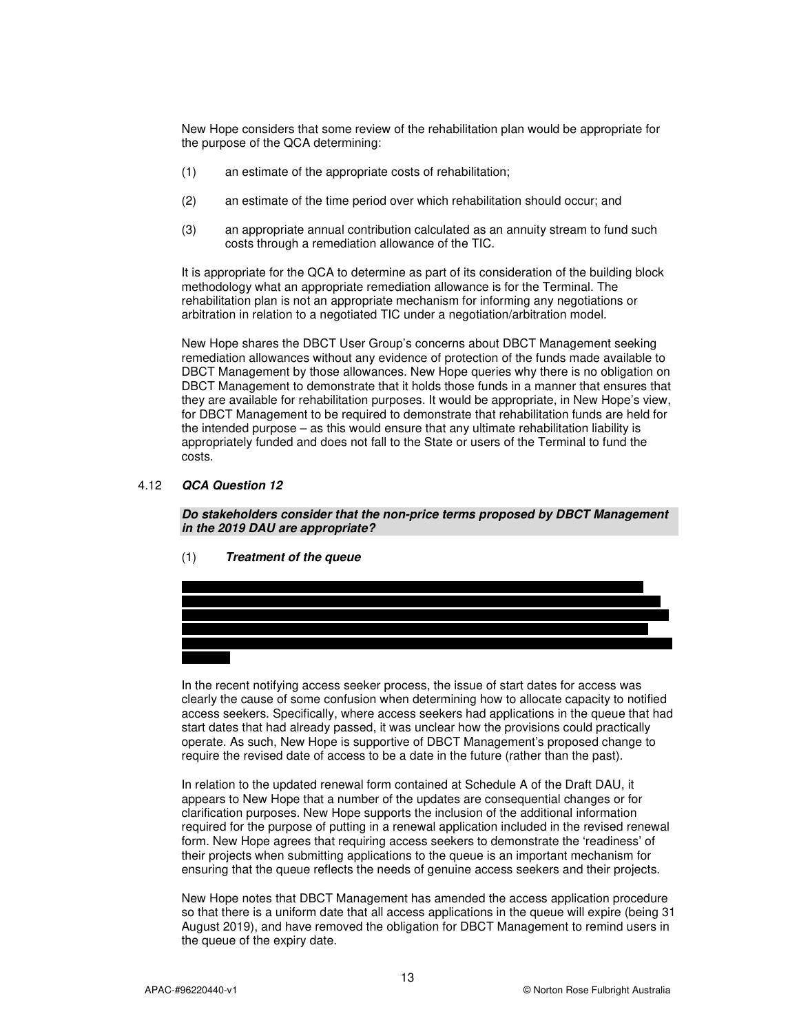New Hope considers that some review of the rehabilitation plan would be appropriate for the purpose of the QCA determining:

(1) an estimate of the appropriate costs of rehabilitation;

(2) an estimate of the time period over which rehabilitation should occur; and

(3) an appropriate annual contribution calculated as an annuity stream to fund such costs through a remediation allowance of the TIC.

It is appropriate for the QCA to determine as part of its consideration of the building block methodology what an appropriate remediation allowance is for the Terminal. The rehabilitation plan is not an appropriate mechanism for informing any negotiations or arbitration in relation to a negotiated TIC under a negotiation/arbitration model.

New Hope shares the DBCT User Group's concerns about DBCT Management seeking remediation allowances without any evidence of protection of the funds made available to DBCT Management by those allowances. New Hope queries why there is no obligation on DBCT Management to demonstrate that it holds those funds in a manner that ensures that they are available for rehabilitation purposes. It would be appropriate, in New Hope's view, for DBCT Management to be required to demonstrate that rehabilitation funds are held for the intended purpose – as this would ensure that any ultimate rehabilitation liability is appropriately funded and does not fall to the State or users of the Terminal to fund the costs.

## 4.12 *QCA Question 12*

***Do stakeholders consider that the non-price terms proposed by DBCT Management in the 2019 DAU are appropriate?***

### (1) *Treatment of the queue*

In the recent notifying access seeker process, the issue of start dates for access was clearly the cause of some confusion when determining how to allocate capacity to notified access seekers. Specifically, where access seekers had applications in the queue that had start dates that had already passed, it was unclear how the provisions could practically operate. As such, New Hope is supportive of DBCT Management's proposed change to require the revised date of access to be a date in the future (rather than the past).

In relation to the updated renewal form contained at Schedule A of the Draft DAU, it appears to New Hope that a number of the updates are consequential changes or for clarification purposes. New Hope supports the inclusion of the additional information required for the purpose of putting in a renewal application included in the revised renewal form. New Hope agrees that requiring access seekers to demonstrate the 'readiness' of their projects when submitting applications to the queue is an important mechanism for ensuring that the queue reflects the needs of genuine access seekers and their projects.

New Hope notes that DBCT Management has amended the access application procedure so that there is a uniform date that all access applications in the queue will expire (being 31 August 2019), and have removed the obligation for DBCT Management to remind users in the queue of the expiry date.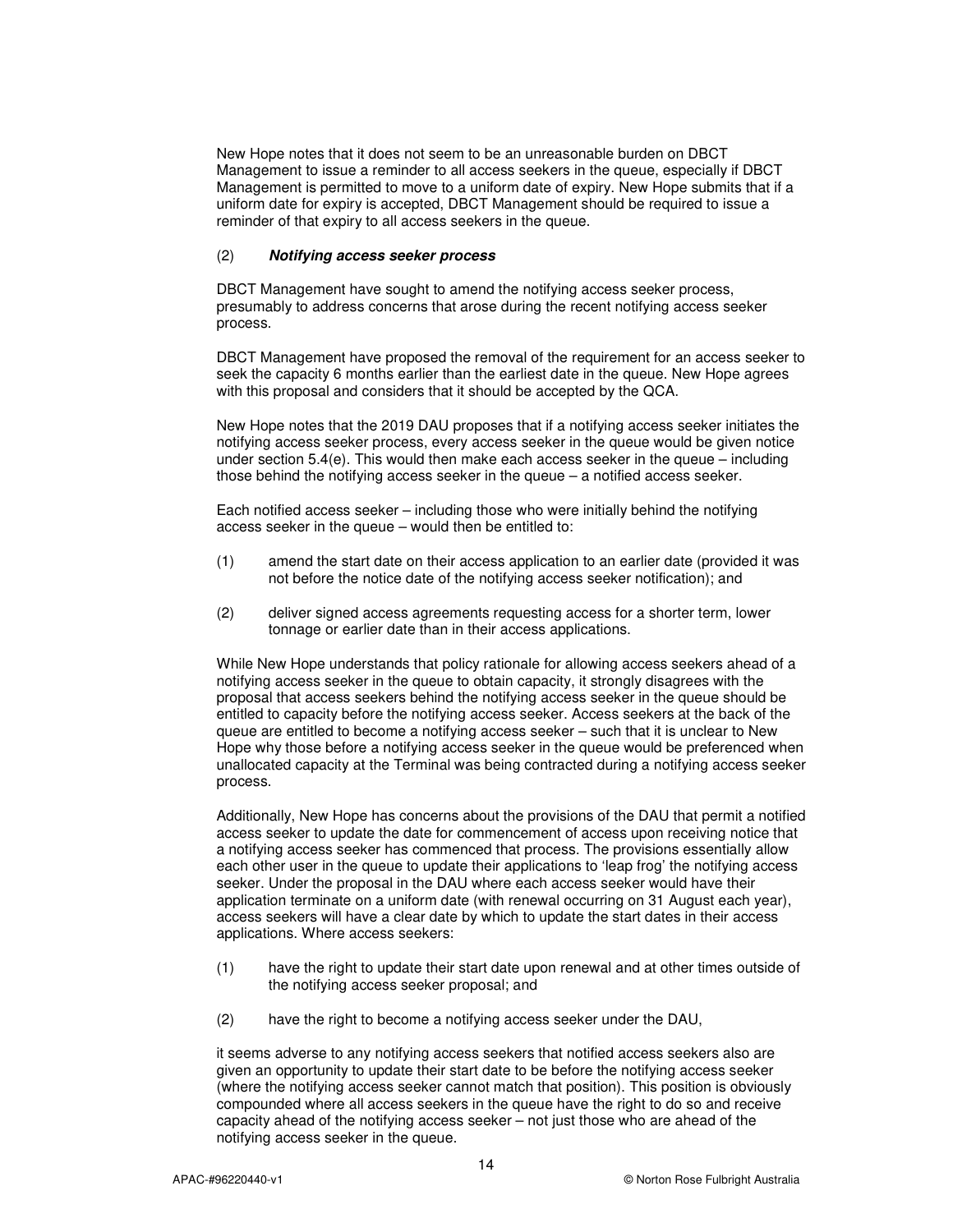New Hope notes that it does not seem to be an unreasonable burden on DBCT Management to issue a reminder to all access seekers in the queue, especially if DBCT Management is permitted to move to a uniform date of expiry. New Hope submits that if a uniform date for expiry is accepted, DBCT Management should be required to issue a reminder of that expiry to all access seekers in the queue.

(2) ***Notifying access seeker process***

DBCT Management have sought to amend the notifying access seeker process, presumably to address concerns that arose during the recent notifying access seeker process.

DBCT Management have proposed the removal of the requirement for an access seeker to seek the capacity 6 months earlier than the earliest date in the queue. New Hope agrees with this proposal and considers that it should be accepted by the QCA.

New Hope notes that the 2019 DAU proposes that if a notifying access seeker initiates the notifying access seeker process, every access seeker in the queue would be given notice under section 5.4(e). This would then make each access seeker in the queue – including those behind the notifying access seeker in the queue – a notified access seeker.

Each notified access seeker – including those who were initially behind the notifying access seeker in the queue – would then be entitled to:

(1) amend the start date on their access application to an earlier date (provided it was not before the notice date of the notifying access seeker notification); and

(2) deliver signed access agreements requesting access for a shorter term, lower tonnage or earlier date than in their access applications.

While New Hope understands that policy rationale for allowing access seekers ahead of a notifying access seeker in the queue to obtain capacity, it strongly disagrees with the proposal that access seekers behind the notifying access seeker in the queue should be entitled to capacity before the notifying access seeker. Access seekers at the back of the queue are entitled to become a notifying access seeker – such that it is unclear to New Hope why those before a notifying access seeker in the queue would be preferenced when unallocated capacity at the Terminal was being contracted during a notifying access seeker process.

Additionally, New Hope has concerns about the provisions of the DAU that permit a notified access seeker to update the date for commencement of access upon receiving notice that a notifying access seeker has commenced that process. The provisions essentially allow each other user in the queue to update their applications to 'leap frog' the notifying access seeker. Under the proposal in the DAU where each access seeker would have their application terminate on a uniform date (with renewal occurring on 31 August each year), access seekers will have a clear date by which to update the start dates in their access applications. Where access seekers:

(1) have the right to update their start date upon renewal and at other times outside of the notifying access seeker proposal; and

(2) have the right to become a notifying access seeker under the DAU,

it seems adverse to any notifying access seekers that notified access seekers also are given an opportunity to update their start date to be before the notifying access seeker (where the notifying access seeker cannot match that position). This position is obviously compounded where all access seekers in the queue have the right to do so and receive capacity ahead of the notifying access seeker – not just those who are ahead of the notifying access seeker in the queue.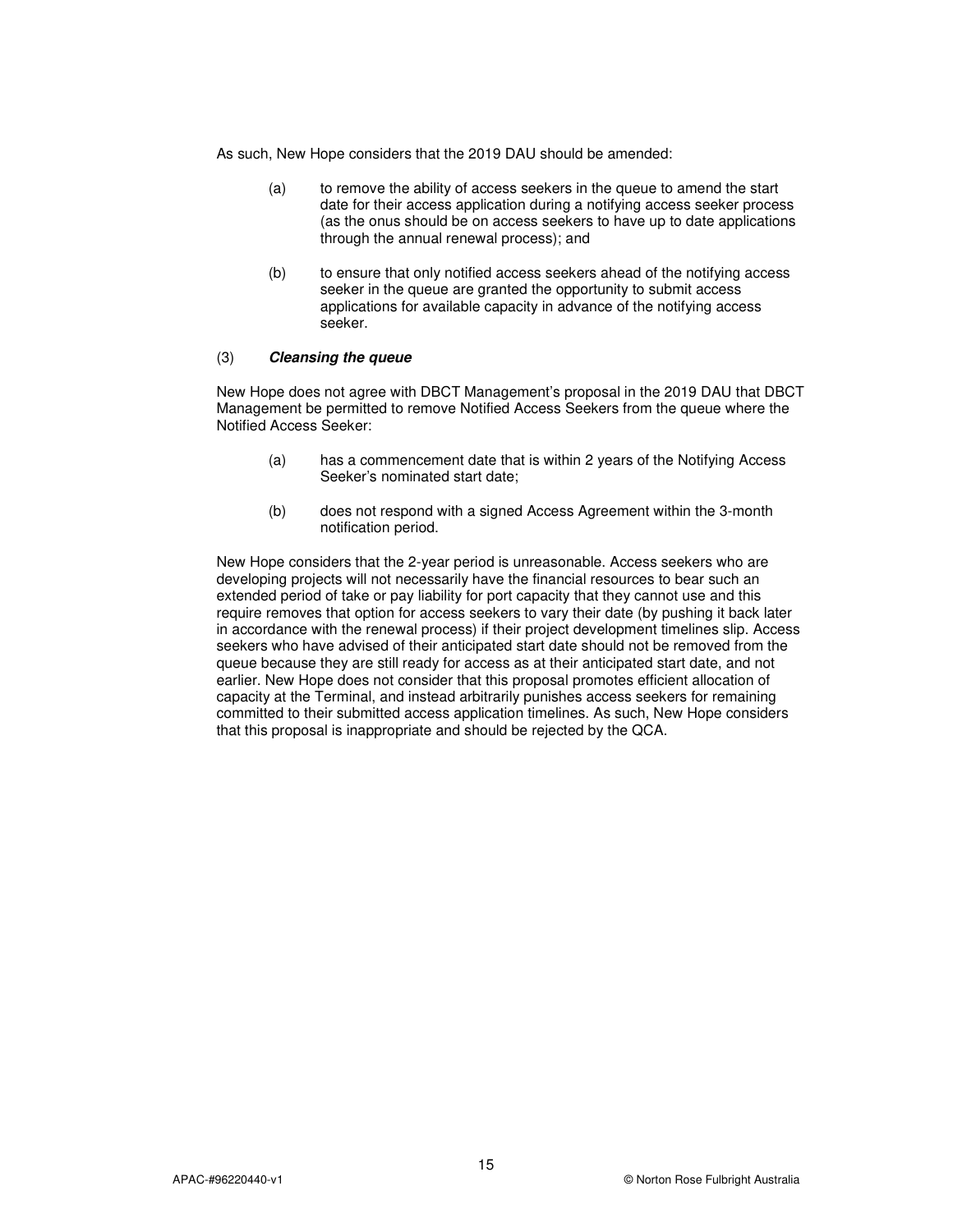As such, New Hope considers that the 2019 DAU should be amended:

(a) to remove the ability of access seekers in the queue to amend the start date for their access application during a notifying access seeker process (as the onus should be on access seekers to have up to date applications through the annual renewal process); and

(b) to ensure that only notified access seekers ahead of the notifying access seeker in the queue are granted the opportunity to submit access applications for available capacity in advance of the notifying access seeker.

(3) ***Cleansing the queue***

New Hope does not agree with DBCT Management's proposal in the 2019 DAU that DBCT Management be permitted to remove Notified Access Seekers from the queue where the Notified Access Seeker:

(a) has a commencement date that is within 2 years of the Notifying Access Seeker's nominated start date;

(b) does not respond with a signed Access Agreement within the 3-month notification period.

New Hope considers that the 2-year period is unreasonable. Access seekers who are developing projects will not necessarily have the financial resources to bear such an extended period of take or pay liability for port capacity that they cannot use and this require removes that option for access seekers to vary their date (by pushing it back later in accordance with the renewal process) if their project development timelines slip. Access seekers who have advised of their anticipated start date should not be removed from the queue because they are still ready for access as at their anticipated start date, and not earlier. New Hope does not consider that this proposal promotes efficient allocation of capacity at the Terminal, and instead arbitrarily punishes access seekers for remaining committed to their submitted access application timelines. As such, New Hope considers that this proposal is inappropriate and should be rejected by the QCA.